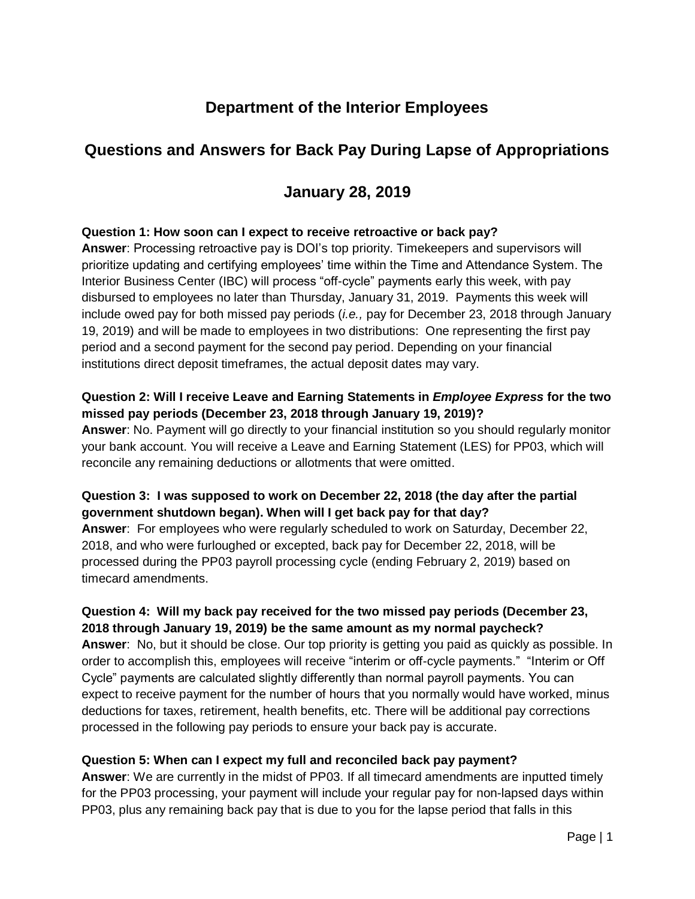# Department of the Interior Employees

## Questions and Answers for Back Pay During Lapse of Appropriations

## January 28, 2019

**Question 1: How soon can I expect to receive retroactive or back pay?**
**Answer**: Processing retroactive pay is DOI's top priority. Timekeepers and supervisors will prioritize updating and certifying employees' time within the Time and Attendance System. The Interior Business Center (IBC) will process "off-cycle" payments early this week, with pay disbursed to employees no later than Thursday, January 31, 2019. Payments this week will include owed pay for both missed pay periods (*i.e.,* pay for December 23, 2018 through January 19, 2019) and will be made to employees in two distributions: One representing the first pay period and a second payment for the second pay period. Depending on your financial institutions direct deposit timeframes, the actual deposit dates may vary.

**Question 2: Will I receive Leave and Earning Statements in *Employee Express* for the two missed pay periods (December 23, 2018 through January 19, 2019)?**
**Answer**: No. Payment will go directly to your financial institution so you should regularly monitor your bank account. You will receive a Leave and Earning Statement (LES) for PP03, which will reconcile any remaining deductions or allotments that were omitted.

**Question 3: I was supposed to work on December 22, 2018 (the day after the partial government shutdown began). When will I get back pay for that day?**
**Answer**: For employees who were regularly scheduled to work on Saturday, December 22, 2018, and who were furloughed or excepted, back pay for December 22, 2018, will be processed during the PP03 payroll processing cycle (ending February 2, 2019) based on timecard amendments.

**Question 4: Will my back pay received for the two missed pay periods (December 23, 2018 through January 19, 2019) be the same amount as my normal paycheck?**
**Answer**: No, but it should be close. Our top priority is getting you paid as quickly as possible. In order to accomplish this, employees will receive "interim or off-cycle payments." "Interim or Off Cycle" payments are calculated slightly differently than normal payroll payments. You can expect to receive payment for the number of hours that you normally would have worked, minus deductions for taxes, retirement, health benefits, etc. There will be additional pay corrections processed in the following pay periods to ensure your back pay is accurate.

**Question 5: When can I expect my full and reconciled back pay payment?**
**Answer**: We are currently in the midst of PP03. If all timecard amendments are inputted timely for the PP03 processing, your payment will include your regular pay for non-lapsed days within PP03, plus any remaining back pay that is due to you for the lapse period that falls in this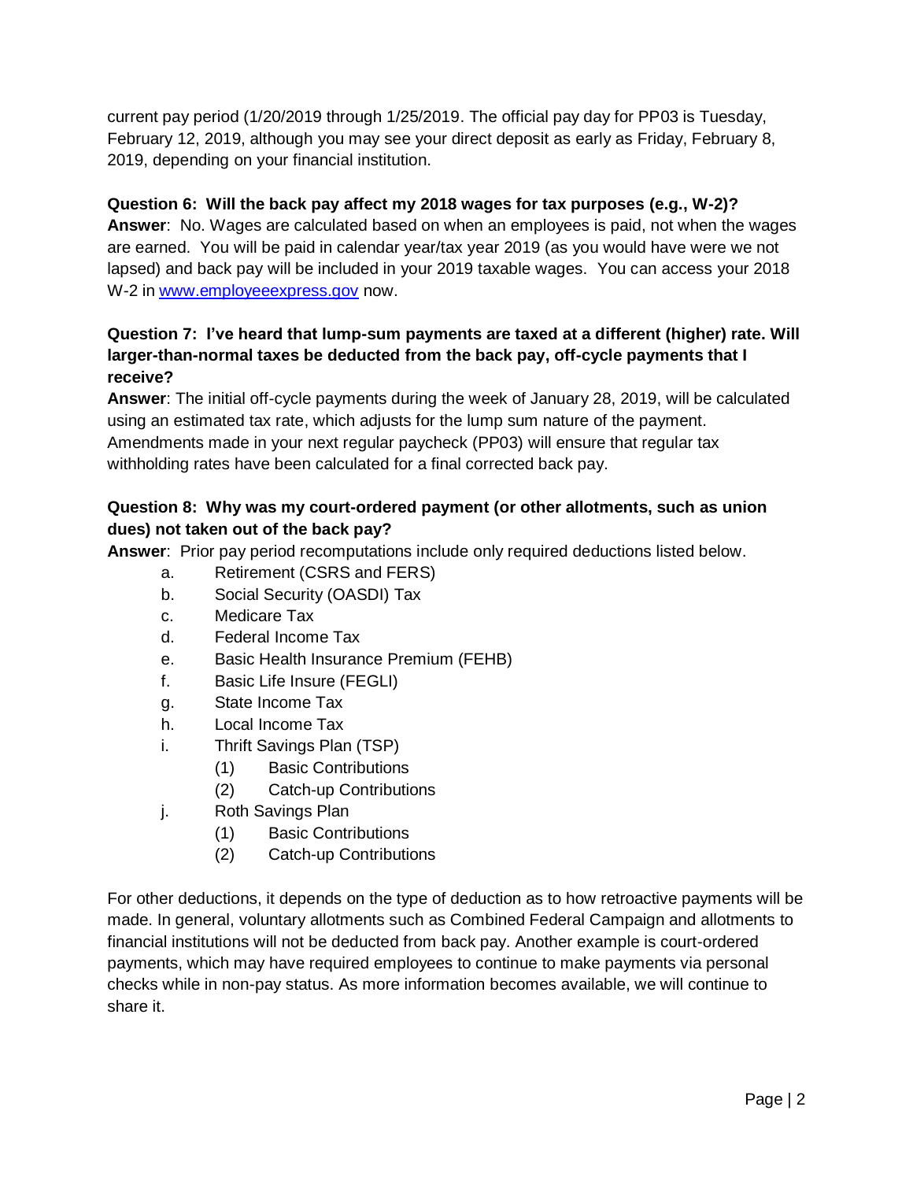current pay period (1/20/2019 through 1/25/2019. The official pay day for PP03 is Tuesday, February 12, 2019, although you may see your direct deposit as early as Friday, February 8, 2019, depending on your financial institution.

**Question 6: Will the back pay affect my 2018 wages for tax purposes (e.g., W-2)?**
**Answer**: No. Wages are calculated based on when an employees is paid, not when the wages are earned. You will be paid in calendar year/tax year 2019 (as you would have were we not lapsed) and back pay will be included in your 2019 taxable wages. You can access your 2018 W-2 in [www.employeeexpress.gov](http://www.employeeexpress.gov) now.

**Question 7: I've heard that lump-sum payments are taxed at a different (higher) rate. Will larger-than-normal taxes be deducted from the back pay, off-cycle payments that I receive?**
**Answer**: The initial off-cycle payments during the week of January 28, 2019, will be calculated using an estimated tax rate, which adjusts for the lump sum nature of the payment. Amendments made in your next regular paycheck (PP03) will ensure that regular tax withholding rates have been calculated for a final corrected back pay.

**Question 8: Why was my court-ordered payment (or other allotments, such as union dues) not taken out of the back pay?**
**Answer**: Prior pay period recomputations include only required deductions listed below.

- a. Retirement (CSRS and FERS)
- b. Social Security (OASDI) Tax
- c. Medicare Tax
- d. Federal Income Tax
- e. Basic Health Insurance Premium (FEHB)
- f. Basic Life Insure (FEGLI)
- g. State Income Tax
- h. Local Income Tax
- i. Thrift Savings Plan (TSP)
  - (1) Basic Contributions
  - (2) Catch-up Contributions
- j. Roth Savings Plan
  - (1) Basic Contributions
  - (2) Catch-up Contributions

For other deductions, it depends on the type of deduction as to how retroactive payments will be made. In general, voluntary allotments such as Combined Federal Campaign and allotments to financial institutions will not be deducted from back pay. Another example is court-ordered payments, which may have required employees to continue to make payments via personal checks while in non-pay status. As more information becomes available, we will continue to share it.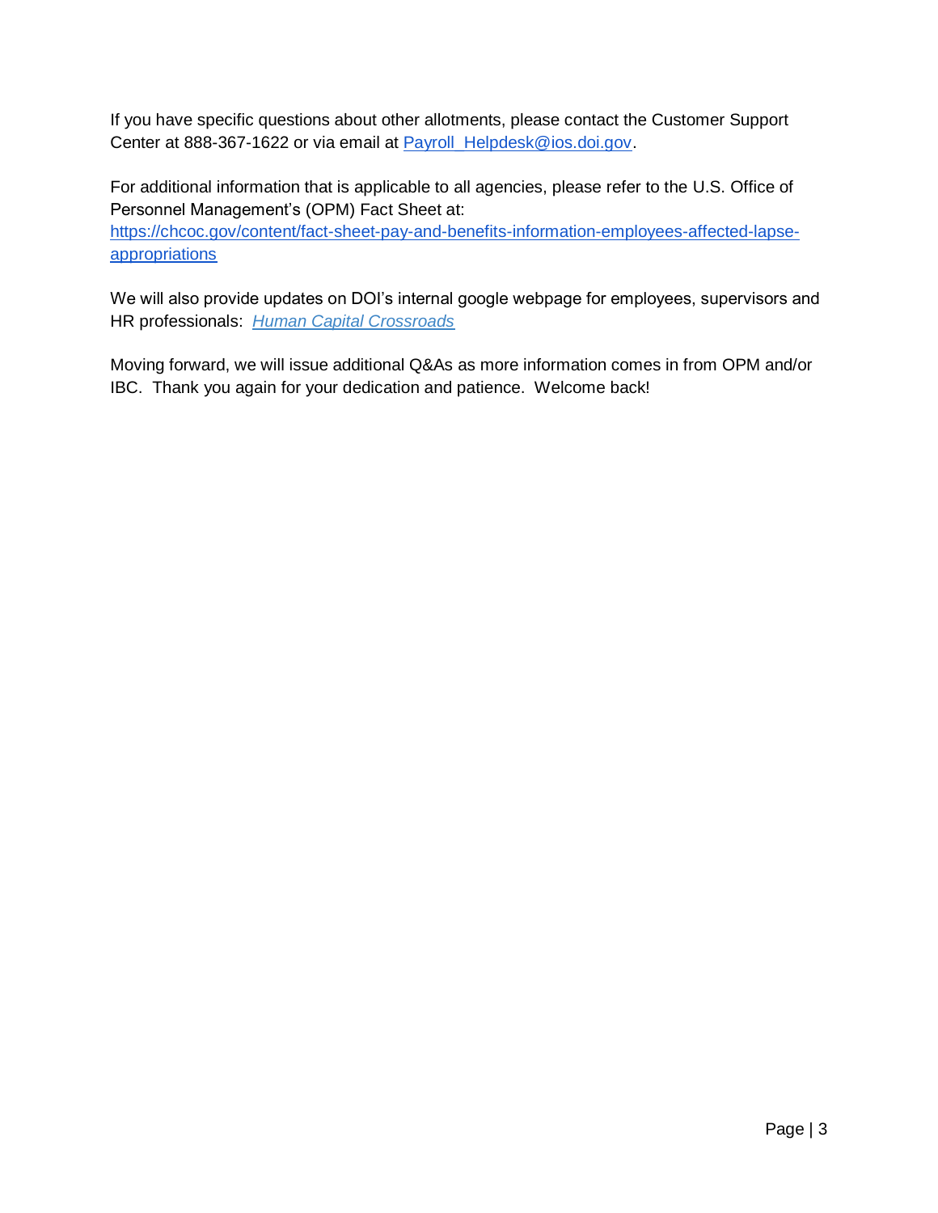If you have specific questions about other allotments, please contact the Customer Support Center at 888-367-1622 or via email at Payroll_Helpdesk@ios.doi.gov.

For additional information that is applicable to all agencies, please refer to the U.S. Office of Personnel Management's (OPM) Fact Sheet at: https://chcoc.gov/content/fact-sheet-pay-and-benefits-information-employees-affected-lapse-appropriations

We will also provide updates on DOI's internal google webpage for employees, supervisors and HR professionals: *Human Capital Crossroads*

Moving forward, we will issue additional Q&As as more information comes in from OPM and/or IBC. Thank you again for your dedication and patience. Welcome back!